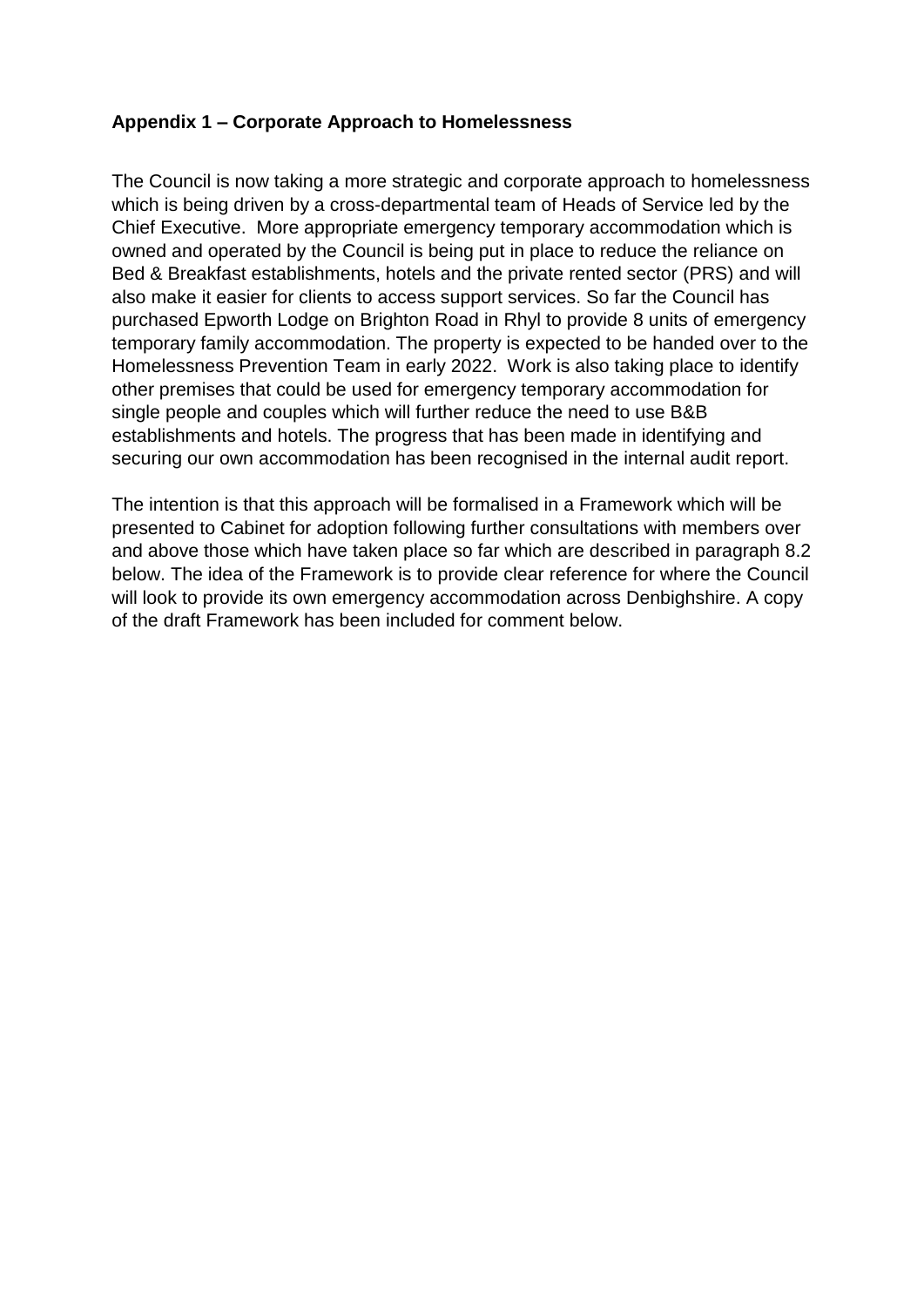**Appendix 1 – Corporate Approach to Homelessness**

The Council is now taking a more strategic and corporate approach to homelessness which is being driven by a cross-departmental team of Heads of Service led by the Chief Executive. More appropriate emergency temporary accommodation which is owned and operated by the Council is being put in place to reduce the reliance on Bed & Breakfast establishments, hotels and the private rented sector (PRS) and will also make it easier for clients to access support services. So far the Council has purchased Epworth Lodge on Brighton Road in Rhyl to provide 8 units of emergency temporary family accommodation. The property is expected to be handed over to the Homelessness Prevention Team in early 2022. Work is also taking place to identify other premises that could be used for emergency temporary accommodation for single people and couples which will further reduce the need to use B&B establishments and hotels. The progress that has been made in identifying and securing our own accommodation has been recognised in the internal audit report.

The intention is that this approach will be formalised in a Framework which will be presented to Cabinet for adoption following further consultations with members over and above those which have taken place so far which are described in paragraph 8.2 below. The idea of the Framework is to provide clear reference for where the Council will look to provide its own emergency accommodation across Denbighshire. A copy of the draft Framework has been included for comment below.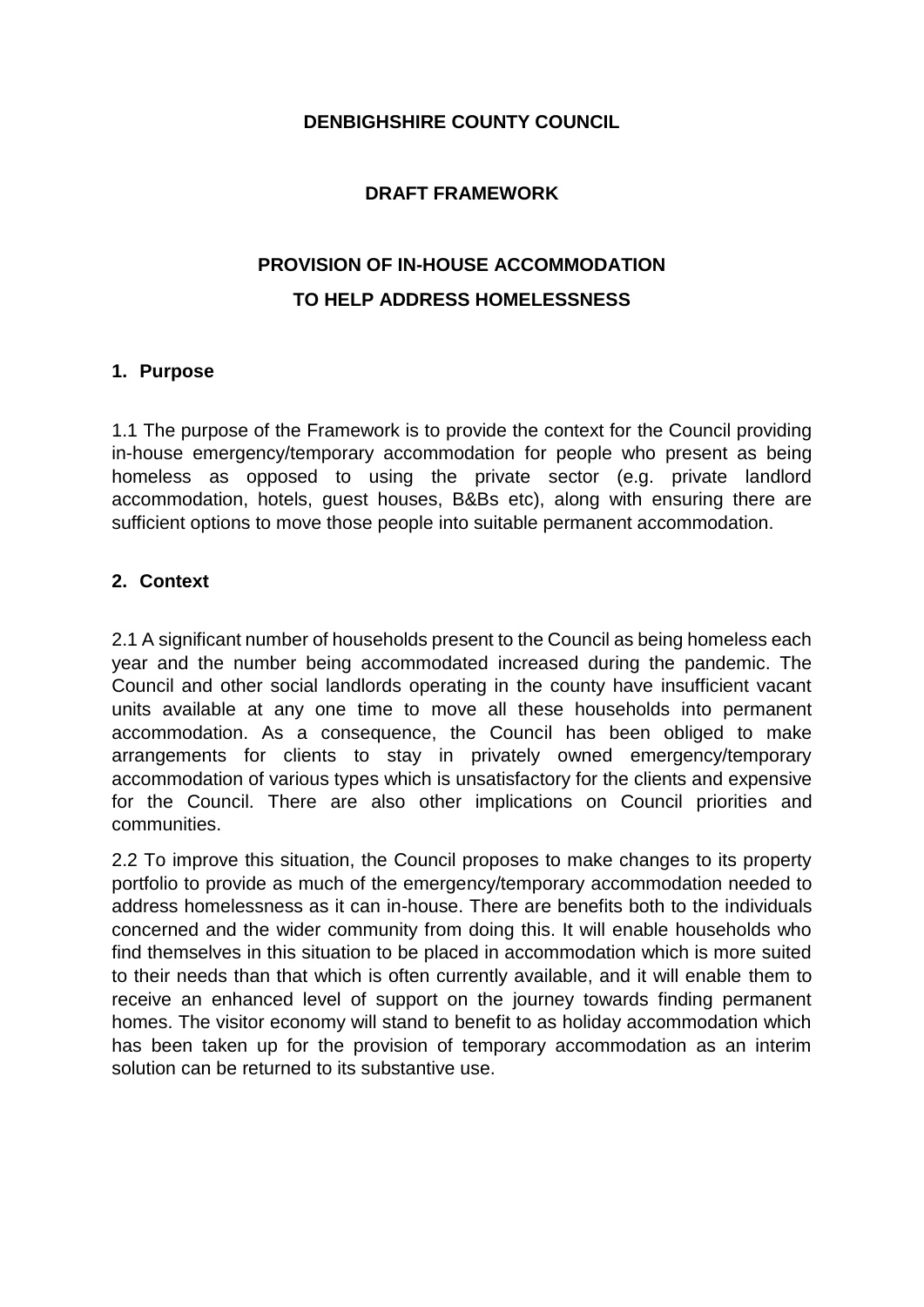**DENBIGHSHIRE COUNTY COUNCIL**

**DRAFT FRAMEWORK**

# PROVISION OF IN-HOUSE ACCOMMODATION TO HELP ADDRESS HOMELESSNESS

## 1. Purpose

1.1 The purpose of the Framework is to provide the context for the Council providing in-house emergency/temporary accommodation for people who present as being homeless as opposed to using the private sector (e.g. private landlord accommodation, hotels, guest houses, B&Bs etc), along with ensuring there are sufficient options to move those people into suitable permanent accommodation.

## 2. Context

2.1 A significant number of households present to the Council as being homeless each year and the number being accommodated increased during the pandemic. The Council and other social landlords operating in the county have insufficient vacant units available at any one time to move all these households into permanent accommodation. As a consequence, the Council has been obliged to make arrangements for clients to stay in privately owned emergency/temporary accommodation of various types which is unsatisfactory for the clients and expensive for the Council. There are also other implications on Council priorities and communities.

2.2 To improve this situation, the Council proposes to make changes to its property portfolio to provide as much of the emergency/temporary accommodation needed to address homelessness as it can in-house. There are benefits both to the individuals concerned and the wider community from doing this. It will enable households who find themselves in this situation to be placed in accommodation which is more suited to their needs than that which is often currently available, and it will enable them to receive an enhanced level of support on the journey towards finding permanent homes. The visitor economy will stand to benefit to as holiday accommodation which has been taken up for the provision of temporary accommodation as an interim solution can be returned to its substantive use.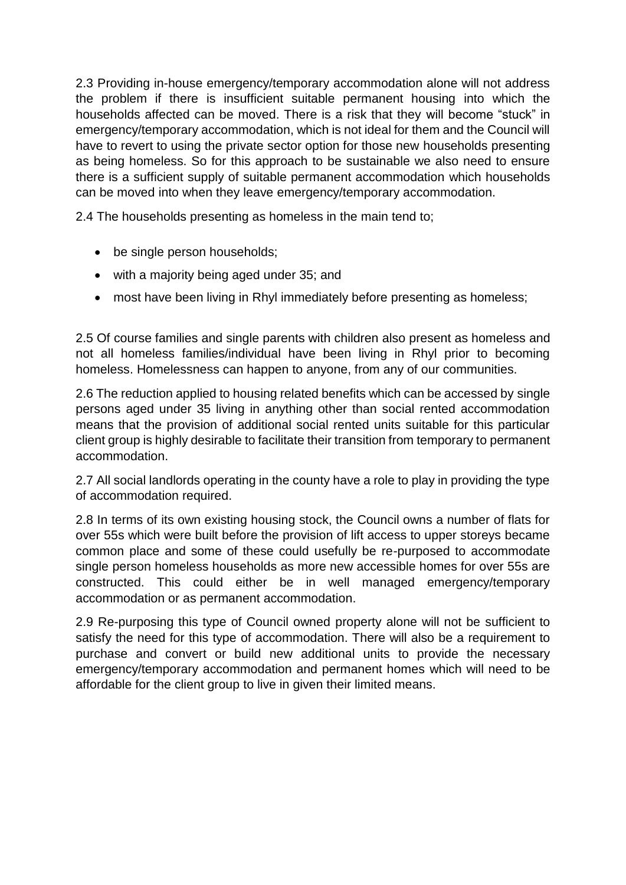2.3 Providing in-house emergency/temporary accommodation alone will not address the problem if there is insufficient suitable permanent housing into which the households affected can be moved. There is a risk that they will become "stuck" in emergency/temporary accommodation, which is not ideal for them and the Council will have to revert to using the private sector option for those new households presenting as being homeless. So for this approach to be sustainable we also need to ensure there is a sufficient supply of suitable permanent accommodation which households can be moved into when they leave emergency/temporary accommodation.

2.4 The households presenting as homeless in the main tend to;

- be single person households;
- with a majority being aged under 35; and
- most have been living in Rhyl immediately before presenting as homeless;

2.5 Of course families and single parents with children also present as homeless and not all homeless families/individual have been living in Rhyl prior to becoming homeless. Homelessness can happen to anyone, from any of our communities.

2.6 The reduction applied to housing related benefits which can be accessed by single persons aged under 35 living in anything other than social rented accommodation means that the provision of additional social rented units suitable for this particular client group is highly desirable to facilitate their transition from temporary to permanent accommodation.

2.7 All social landlords operating in the county have a role to play in providing the type of accommodation required.

2.8 In terms of its own existing housing stock, the Council owns a number of flats for over 55s which were built before the provision of lift access to upper storeys became common place and some of these could usefully be re-purposed to accommodate single person homeless households as more new accessible homes for over 55s are constructed. This could either be in well managed emergency/temporary accommodation or as permanent accommodation.

2.9 Re-purposing this type of Council owned property alone will not be sufficient to satisfy the need for this type of accommodation. There will also be a requirement to purchase and convert or build new additional units to provide the necessary emergency/temporary accommodation and permanent homes which will need to be affordable for the client group to live in given their limited means.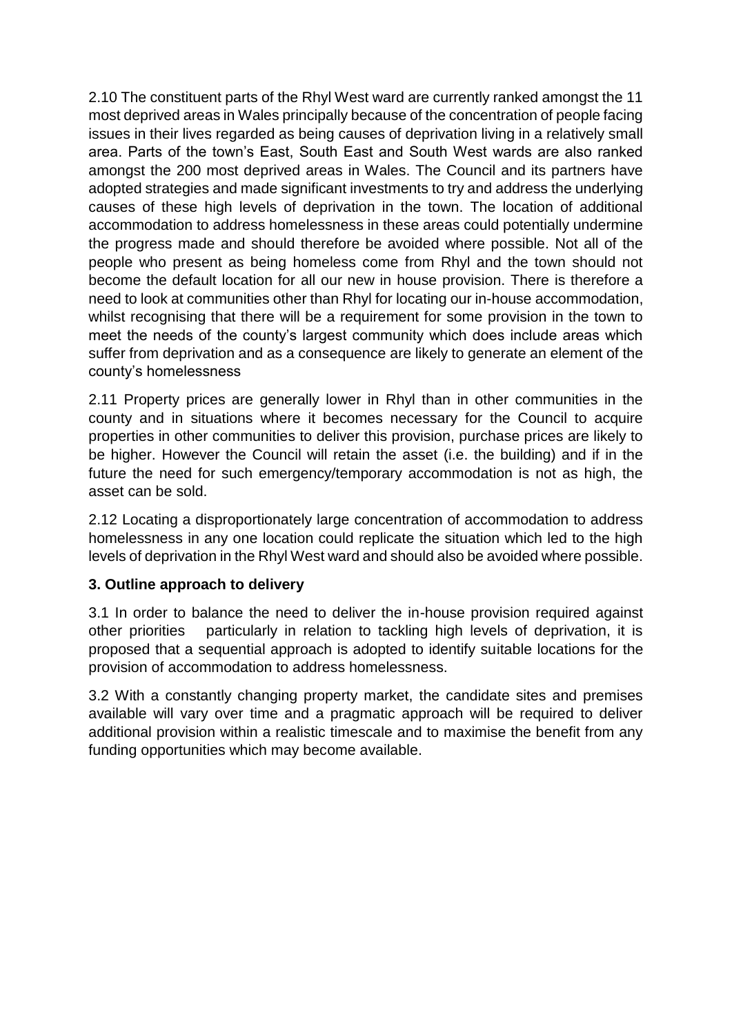2.10 The constituent parts of the Rhyl West ward are currently ranked amongst the 11 most deprived areas in Wales principally because of the concentration of people facing issues in their lives regarded as being causes of deprivation living in a relatively small area. Parts of the town's East, South East and South West wards are also ranked amongst the 200 most deprived areas in Wales. The Council and its partners have adopted strategies and made significant investments to try and address the underlying causes of these high levels of deprivation in the town. The location of additional accommodation to address homelessness in these areas could potentially undermine the progress made and should therefore be avoided where possible. Not all of the people who present as being homeless come from Rhyl and the town should not become the default location for all our new in house provision. There is therefore a need to look at communities other than Rhyl for locating our in-house accommodation, whilst recognising that there will be a requirement for some provision in the town to meet the needs of the county's largest community which does include areas which suffer from deprivation and as a consequence are likely to generate an element of the county's homelessness

2.11 Property prices are generally lower in Rhyl than in other communities in the county and in situations where it becomes necessary for the Council to acquire properties in other communities to deliver this provision, purchase prices are likely to be higher. However the Council will retain the asset (i.e. the building) and if in the future the need for such emergency/temporary accommodation is not as high, the asset can be sold.

2.12 Locating a disproportionately large concentration of accommodation to address homelessness in any one location could replicate the situation which led to the high levels of deprivation in the Rhyl West ward and should also be avoided where possible.

### 3. Outline approach to delivery

3.1 In order to balance the need to deliver the in-house provision required against other priorities particularly in relation to tackling high levels of deprivation, it is proposed that a sequential approach is adopted to identify suitable locations for the provision of accommodation to address homelessness.

3.2 With a constantly changing property market, the candidate sites and premises available will vary over time and a pragmatic approach will be required to deliver additional provision within a realistic timescale and to maximise the benefit from any funding opportunities which may become available.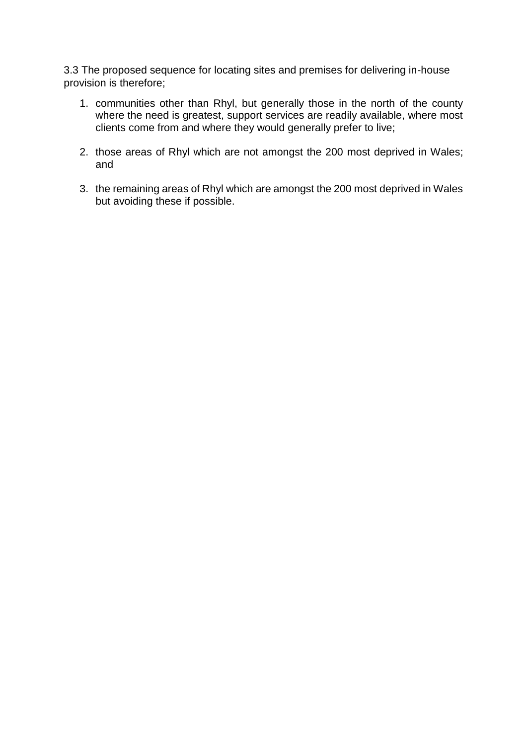3.3 The proposed sequence for locating sites and premises for delivering in-house provision is therefore;

1. communities other than Rhyl, but generally those in the north of the county where the need is greatest, support services are readily available, where most clients come from and where they would generally prefer to live;

2. those areas of Rhyl which are not amongst the 200 most deprived in Wales; and

3. the remaining areas of Rhyl which are amongst the 200 most deprived in Wales but avoiding these if possible.